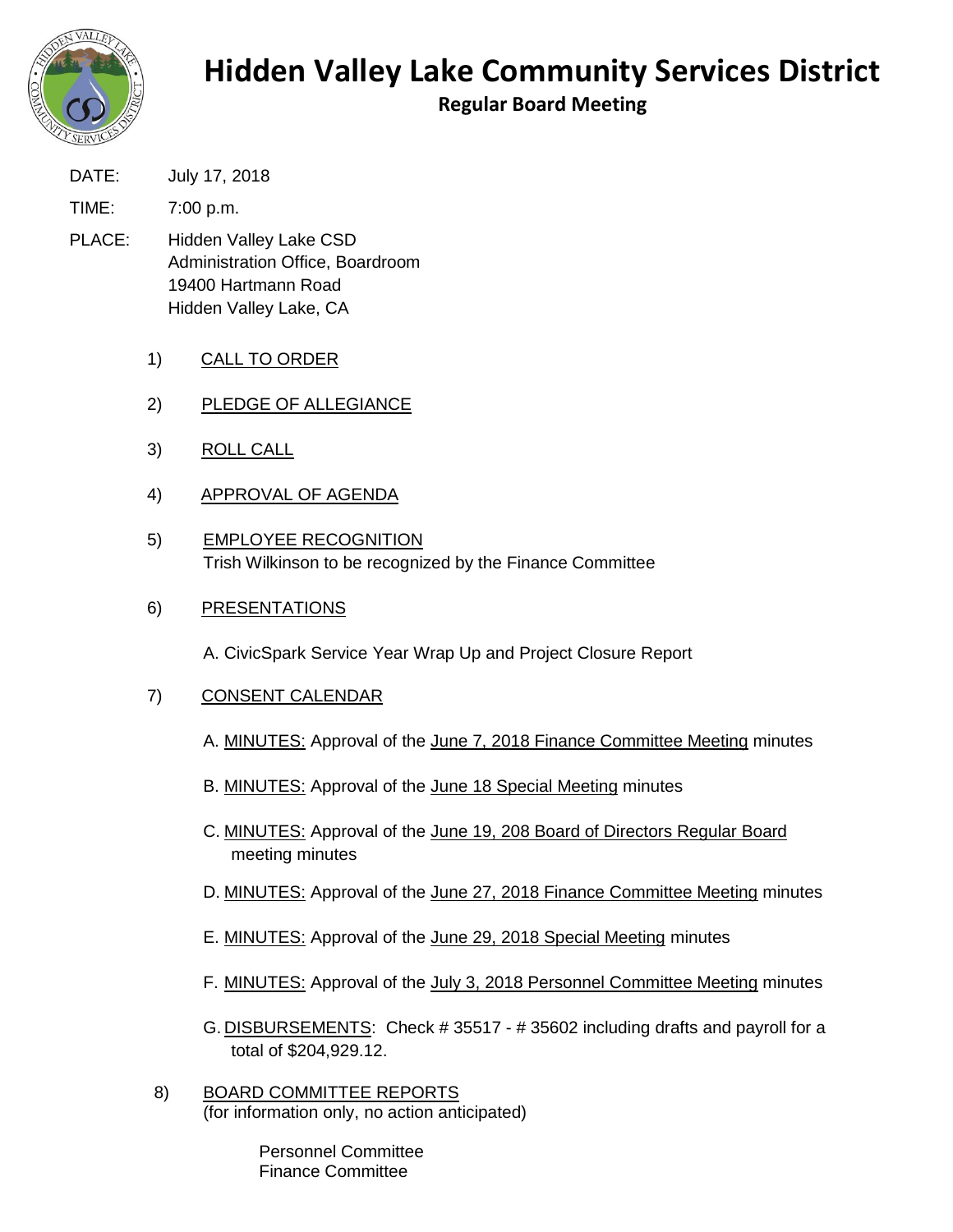# Hidden Valley Lake Community Services District

## Regular Board Meeting

DATE: July 17, 2018

TIME: 7:00 p.m.

PLACE: Hidden Valley Lake CSD
Administration Office, Boardroom
19400 Hartmann Road
Hidden Valley Lake, CA

1) CALL TO ORDER

2) PLEDGE OF ALLEGIANCE

3) ROLL CALL

4) APPROVAL OF AGENDA

5) EMPLOYEE RECOGNITION
Trish Wilkinson to be recognized by the Finance Committee

6) PRESENTATIONS

   A. CivicSpark Service Year Wrap Up and Project Closure Report

7) CONSENT CALENDAR

   A. MINUTES: Approval of the June 7, 2018 Finance Committee Meeting minutes

   B. MINUTES: Approval of the June 18 Special Meeting minutes

   C. MINUTES: Approval of the June 19, 208 Board of Directors Regular Board meeting minutes

   D. MINUTES: Approval of the June 27, 2018 Finance Committee Meeting minutes

   E. MINUTES: Approval of the June 29, 2018 Special Meeting minutes

   F. MINUTES: Approval of the July 3, 2018 Personnel Committee Meeting minutes

   G. DISBURSEMENTS: Check # 35517 - # 35602 including drafts and payroll for a total of $204,929.12.

8) BOARD COMMITTEE REPORTS
(for information only, no action anticipated)

   Personnel Committee
   Finance Committee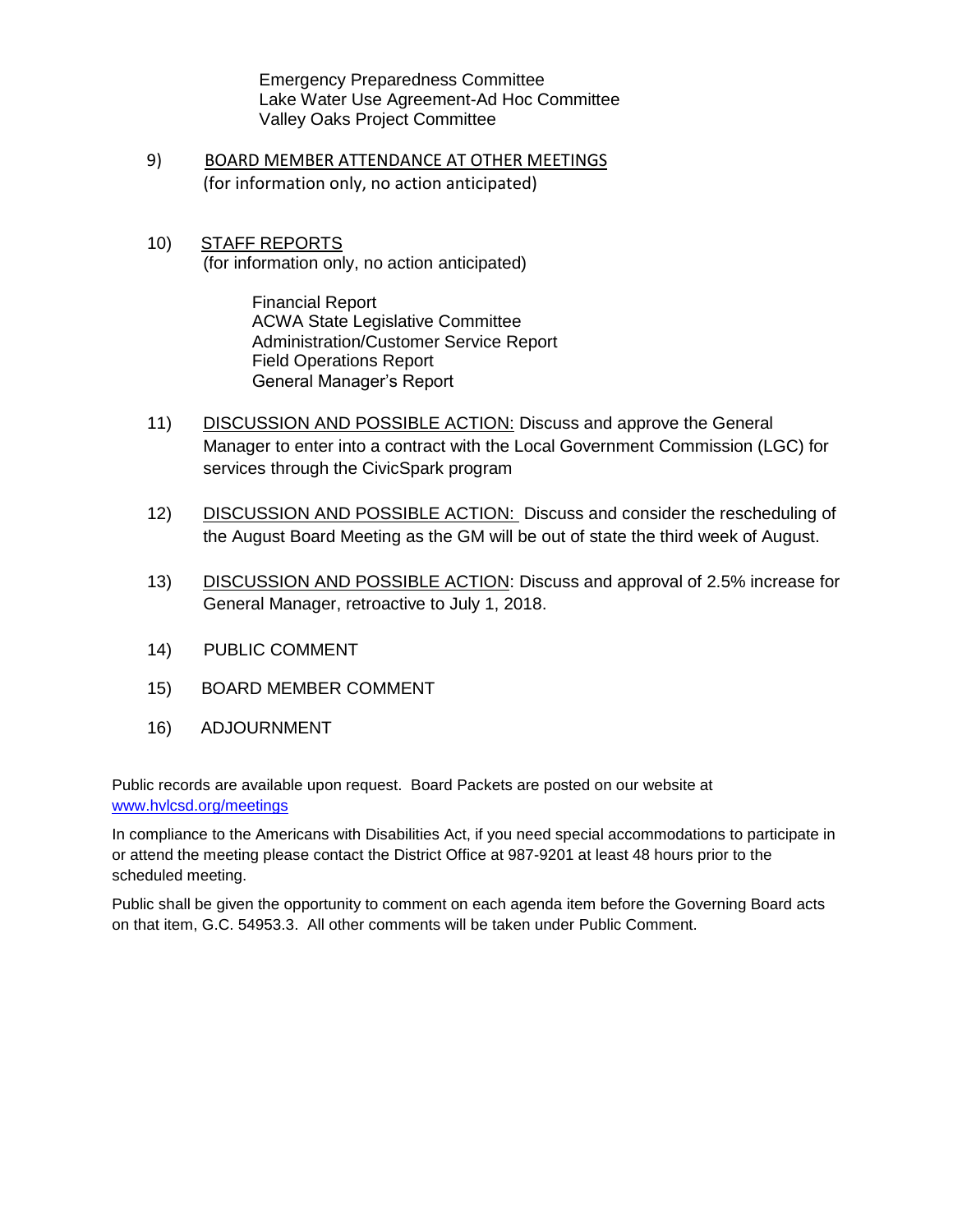Emergency Preparedness Committee
Lake Water Use Agreement-Ad Hoc Committee
Valley Oaks Project Committee

9) <u>BOARD MEMBER ATTENDANCE AT OTHER MEETINGS</u>
(for information only, no action anticipated)

10) <u>STAFF REPORTS</u>
(for information only, no action anticipated)

Financial Report
ACWA State Legislative Committee
Administration/Customer Service Report
Field Operations Report
General Manager's Report

11) <u>DISCUSSION AND POSSIBLE ACTION:</u> Discuss and approve the General Manager to enter into a contract with the Local Government Commission (LGC) for services through the CivicSpark program

12) <u>DISCUSSION AND POSSIBLE ACTION:</u> Discuss and consider the rescheduling of the August Board Meeting as the GM will be out of state the third week of August.

13) <u>DISCUSSION AND POSSIBLE ACTION</u>: Discuss and approval of 2.5% increase for General Manager, retroactive to July 1, 2018.

14) PUBLIC COMMENT

15) BOARD MEMBER COMMENT

16) ADJOURNMENT

Public records are available upon request. Board Packets are posted on our website at www.hvlcsd.org/meetings

In compliance to the Americans with Disabilities Act, if you need special accommodations to participate in or attend the meeting please contact the District Office at 987-9201 at least 48 hours prior to the scheduled meeting.

Public shall be given the opportunity to comment on each agenda item before the Governing Board acts on that item, G.C. 54953.3. All other comments will be taken under Public Comment.